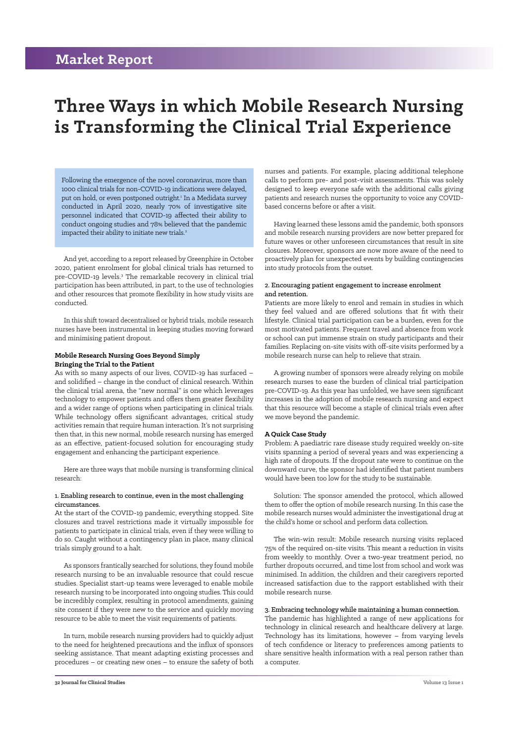Market Report

# Three Ways in which Mobile Research Nursing is Transforming the Clinical Trial Experience

Following the emergence of the novel coronavirus, more than 1000 clinical trials for non-COVID-19 indications were delayed, put on hold, or even postponed outright.[1] In a Medidata survey conducted in April 2020, nearly 70% of investigative site personnel indicated that COVID-19 affected their ability to conduct ongoing studies and 78% believed that the pandemic impacted their ability to initiate new trials.[2]

And yet, according to a report released by Greenphire in October 2020, patient enrolment for global clinical trials has returned to pre-COVID-19 levels.[3] The remarkable recovery in clinical trial participation has been attributed, in part, to the use of technologies and other resources that promote flexibility in how study visits are conducted.

In this shift toward decentralised or hybrid trials, mobile research nurses have been instrumental in keeping studies moving forward and minimising patient dropout.

**Mobile Research Nursing Goes Beyond Simply Bringing the Trial to the Patient**

As with so many aspects of our lives, COVID-19 has surfaced – and solidified – change in the conduct of clinical research. Within the clinical trial arena, the "new normal" is one which leverages technology to empower patients and offers them greater flexibility and a wider range of options when participating in clinical trials. While technology offers significant advantages, critical study activities remain that require human interaction. It's not surprising then that, in this new normal, mobile research nursing has emerged as an effective, patient-focused solution for encouraging study engagement and enhancing the participant experience.

Here are three ways that mobile nursing is transforming clinical research:

**1. Enabling research to continue, even in the most challenging circumstances.**

At the start of the COVID-19 pandemic, everything stopped. Site closures and travel restrictions made it virtually impossible for patients to participate in clinical trials, even if they were willing to do so. Caught without a contingency plan in place, many clinical trials simply ground to a halt.

As sponsors frantically searched for solutions, they found mobile research nursing to be an invaluable resource that could rescue studies. Specialist start-up teams were leveraged to enable mobile research nursing to be incorporated into ongoing studies. This could be incredibly complex, resulting in protocol amendments, gaining site consent if they were new to the service and quickly moving resource to be able to meet the visit requirements of patients.

In turn, mobile research nursing providers had to quickly adjust to the need for heightened precautions and the influx of sponsors seeking assistance. That meant adapting existing processes and procedures – or creating new ones – to ensure the safety of both nurses and patients. For example, placing additional telephone calls to perform pre- and post-visit assessments. This was solely designed to keep everyone safe with the additional calls giving patients and research nurses the opportunity to voice any COVID-based concerns before or after a visit.

Having learned these lessons amid the pandemic, both sponsors and mobile research nursing providers are now better prepared for future waves or other unforeseen circumstances that result in site closures. Moreover, sponsors are now more aware of the need to proactively plan for unexpected events by building contingencies into study protocols from the outset.

**2. Encouraging patient engagement to increase enrolment and retention.**

Patients are more likely to enrol and remain in studies in which they feel valued and are offered solutions that fit with their lifestyle. Clinical trial participation can be a burden, even for the most motivated patients. Frequent travel and absence from work or school can put immense strain on study participants and their families. Replacing on-site visits with off-site visits performed by a mobile research nurse can help to relieve that strain.

A growing number of sponsors were already relying on mobile research nurses to ease the burden of clinical trial participation pre-COVID-19. As this year has unfolded, we have seen significant increases in the adoption of mobile research nursing and expect that this resource will become a staple of clinical trials even after we move beyond the pandemic.

**A Quick Case Study**

Problem: A paediatric rare disease study required weekly on-site visits spanning a period of several years and was experiencing a high rate of dropouts. If the dropout rate were to continue on the downward curve, the sponsor had identified that patient numbers would have been too low for the study to be sustainable.

Solution: The sponsor amended the protocol, which allowed them to offer the option of mobile research nursing. In this case the mobile research nurses would administer the investigational drug at the child's home or school and perform data collection.

The win-win result: Mobile research nursing visits replaced 75% of the required on-site visits. This meant a reduction in visits from weekly to monthly. Over a two-year treatment period, no further dropouts occurred, and time lost from school and work was minimised. In addition, the children and their caregivers reported increased satisfaction due to the rapport established with their mobile research nurse.

**3. Embracing technology while maintaining a human connection.**

The pandemic has highlighted a range of new applications for technology in clinical research and healthcare delivery at large. Technology has its limitations, however – from varying levels of tech confidence or literacy to preferences among patients to share sensitive health information with a real person rather than a computer.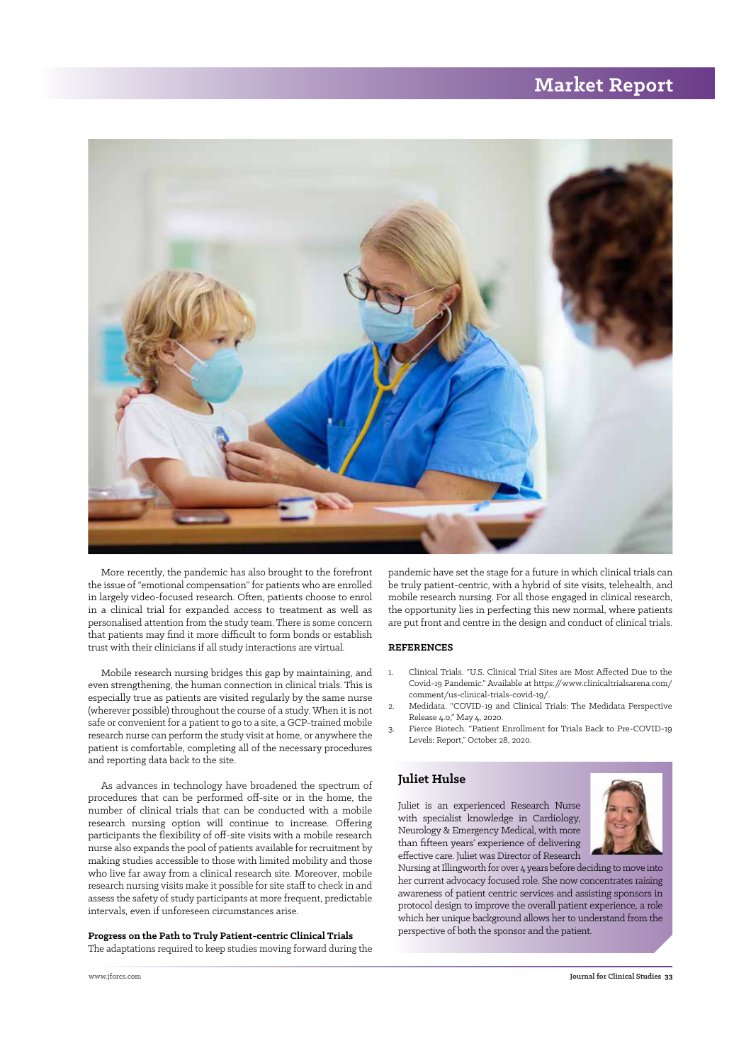More recently, the pandemic has also brought to the forefront the issue of "emotional compensation" for patients who are enrolled in largely video-focused research. Often, patients choose to enrol in a clinical trial for expanded access to treatment as well as personalised attention from the study team. There is some concern that patients may find it more difficult to form bonds or establish trust with their clinicians if all study interactions are virtual.

Mobile research nursing bridges this gap by maintaining, and even strengthening, the human connection in clinical trials. This is especially true as patients are visited regularly by the same nurse (wherever possible) throughout the course of a study. When it is not safe or convenient for a patient to go to a site, a GCP-trained mobile research nurse can perform the study visit at home, or anywhere the patient is comfortable, completing all of the necessary procedures and reporting data back to the site.

As advances in technology have broadened the spectrum of procedures that can be performed off-site or in the home, the number of clinical trials that can be conducted with a mobile research nursing option will continue to increase. Offering participants the flexibility of off-site visits with a mobile research nurse also expands the pool of patients available for recruitment by making studies accessible to those with limited mobility and those who live far away from a clinical research site. Moreover, mobile research nursing visits make it possible for site staff to check in and assess the safety of study participants at more frequent, predictable intervals, even if unforeseen circumstances arise.

**Progress on the Path to Truly Patient-centric Clinical Trials**

The adaptations required to keep studies moving forward during the pandemic have set the stage for a future in which clinical trials can be truly patient-centric, with a hybrid of site visits, telehealth, and mobile research nursing. For all those engaged in clinical research, the opportunity lies in perfecting this new normal, where patients are put front and centre in the design and conduct of clinical trials.

## REFERENCES

1. Clinical Trials. "U.S. Clinical Trial Sites are Most Affected Due to the Covid-19 Pandemic." Available at https://www.clinicaltrialsarena.com/comment/us-clinical-trials-covid-19/.
2. Medidata. "COVID-19 and Clinical Trials: The Medidata Perspective Release 4.0," May 4, 2020.
3. Fierce Biotech. "Patient Enrollment for Trials Back to Pre-COVID-19 Levels: Report," October 28, 2020.

## Juliet Hulse

Juliet is an experienced Research Nurse with specialist knowledge in Cardiology, Neurology & Emergency Medical, with more than fifteen years' experience of delivering effective care. Juliet was Director of Research Nursing at Illingworth for over 4 years before deciding to move into her current advocacy focused role. She now concentrates raising awareness of patient centric services and assisting sponsors in protocol design to improve the overall patient experience, a role which her unique background allows her to understand from the perspective of both the sponsor and the patient.